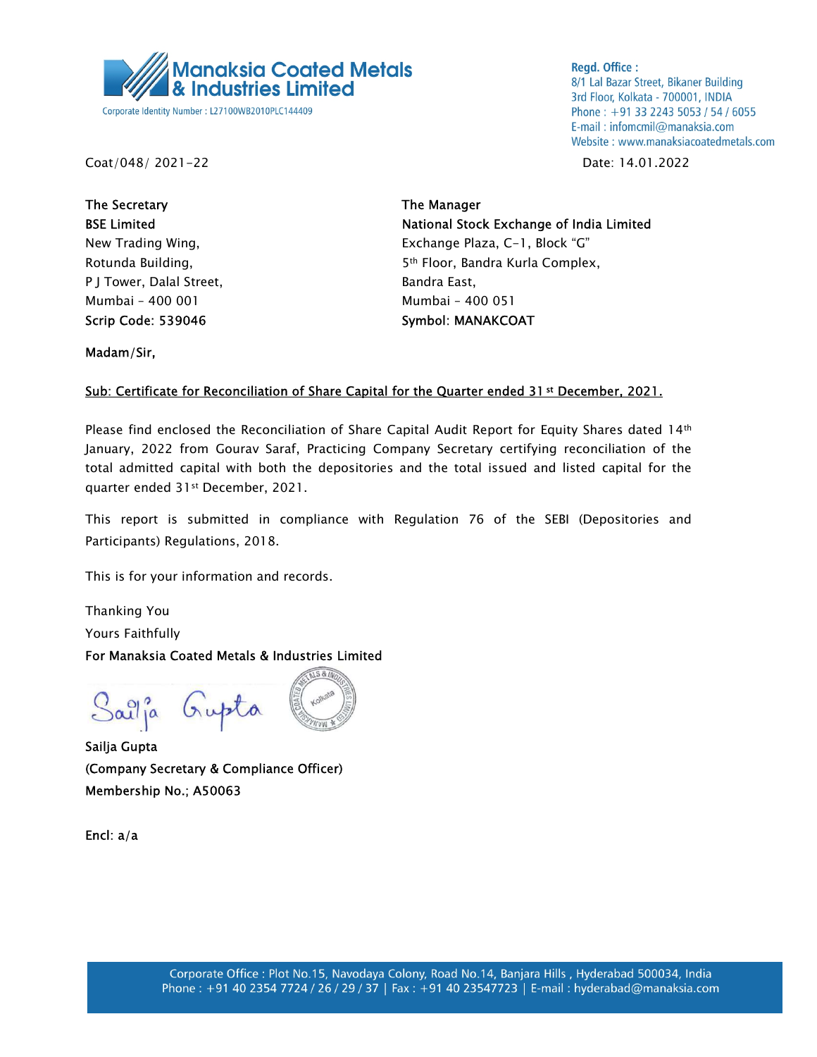**Manaksia Coated Metals & Industries Limited**

Corporate Identity Number : L27100WB2010PLC144409

**Regd. Office :**
8/1 Lal Bazar Street, Bikaner Building
3rd Floor, Kolkata - 700001, INDIA
Phone : +91 33 2243 5053 / 54 / 6055
E-mail : infomcmil@manaksia.com
Website : www.manaksiacoatedmetals.com

Coat/048/ 2021-22

Date: 14.01.2022

**The Secretary**
**BSE Limited**
New Trading Wing,
Rotunda Building,
P J Tower, Dalal Street,
Mumbai - 400 001
**Scrip Code: 539046**

**The Manager**
**National Stock Exchange of India Limited**
Exchange Plaza, C-1, Block "G"
5th Floor, Bandra Kurla Complex,
Bandra East,
Mumbai - 400 051
**Symbol: MANAKCOAT**

**Madam/Sir,**

**Sub: Certificate for Reconciliation of Share Capital for the Quarter ended 31st December, 2021.**

Please find enclosed the Reconciliation of Share Capital Audit Report for Equity Shares dated 14th January, 2022 from Gourav Saraf, Practicing Company Secretary certifying reconciliation of the total admitted capital with both the depositories and the total issued and listed capital for the quarter ended 31st December, 2021.

This report is submitted in compliance with Regulation 76 of the SEBI (Depositories and Participants) Regulations, 2018.

This is for your information and records.

Thanking You
Yours Faithfully
**For Manaksia Coated Metals & Industries Limited**

Sailja Gupta

**Sailja Gupta**
**(Company Secretary & Compliance Officer)**
**Membership No.; A50063**

**Encl: a/a**

Corporate Office : Plot No.15, Navodaya Colony, Road No.14, Banjara Hills , Hyderabad 500034, India
Phone : +91 40 2354 7724 / 26 / 29 / 37 | Fax : +91 40 23547723 | E-mail : hyderabad@manaksia.com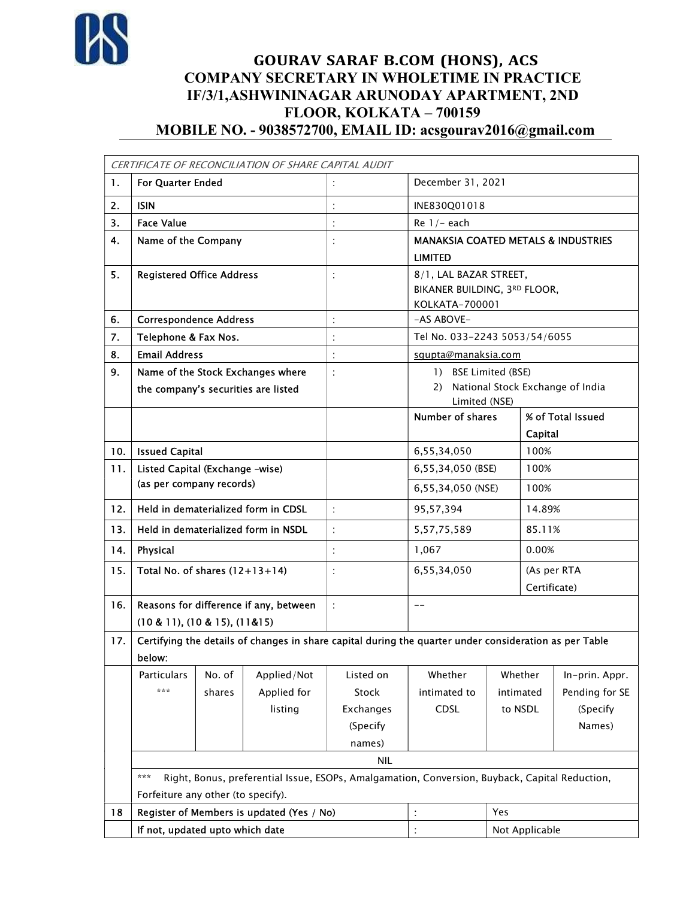# GOURAV SARAF B.COM (HONS), ACS
## COMPANY SECRETARY IN WHOLETIME IN PRACTICE
## IF/3/1,ASHWININAGAR ARUNODAY APARTMENT, 2ND FLOOR, KOLKATA – 700159
## MOBILE NO. - 9038572700, EMAIL ID: acsgourav2016@gmail.com

*CERTIFICATE OF RECONCILIATION OF SHARE CAPITAL AUDIT*

| | | | | |
|---|---|---|---|---|
| 1. | For Quarter Ended | : | December 31, 2021 | |
| 2. | ISIN | : | INE830Q01018 | |
| 3. | Face Value | : | Re 1/- each | |
| 4. | Name of the Company | : | MANAKSIA COATED METALS & INDUSTRIES LIMITED | |
| 5. | Registered Office Address | : | 8/1, LAL BAZAR STREET, BIKANER BUILDING, 3RD FLOOR, KOLKATA-700001 | |
| 6. | Correspondence Address | : | -AS ABOVE- | |
| 7. | Telephone & Fax Nos. | : | Tel No. 033-2243 5053/54/6055 | |
| 8. | Email Address | : | sgupta@manaksia.com | |
| 9. | Name of the Stock Exchanges where the company's securities are listed | : | 1) BSE Limited (BSE)<br>2) National Stock Exchange of India Limited (NSE) | |
| | | | Number of shares | % of Total Issued Capital |
| 10. | Issued Capital | | 6,55,34,050 | 100% |
| 11. | Listed Capital (Exchange -wise) (as per company records) | | 6,55,34,050 (BSE) | 100% |
| | | | 6,55,34,050 (NSE) | 100% |
| 12. | Held in dematerialized form in CDSL | : | 95,57,394 | 14.89% |
| 13. | Held in dematerialized form in NSDL | : | 5,57,75,589 | 85.11% |
| 14. | Physical | : | 1,067 | 0.00% |
| 15. | Total No. of shares (12+13+14) | : | 6,55,34,050 | (As per RTA Certificate) |
| 16. | Reasons for difference if any, between (10 & 11), (10 & 15), (11&15) | : | -- | |

17. Certifying the details of changes in share capital during the quarter under consideration as per Table below:

| Particulars *** | No. of shares | Applied/Not Applied for listing | Listed on Stock Exchanges (Specify names) | Whether intimated to CDSL | Whether intimated to NSDL | In-prin. Appr. Pending for SE (Specify Names) |
|---|---|---|---|---|---|---|
| NIL | | | | | | |

*** Right, Bonus, preferential Issue, ESOPs, Amalgamation, Conversion, Buyback, Capital Reduction, Forfeiture any other (to specify).

| | | | |
|---|---|---|---|
| 18 | Register of Members is updated (Yes / No) | : | Yes |
| | If not, updated upto which date | : | Not Applicable |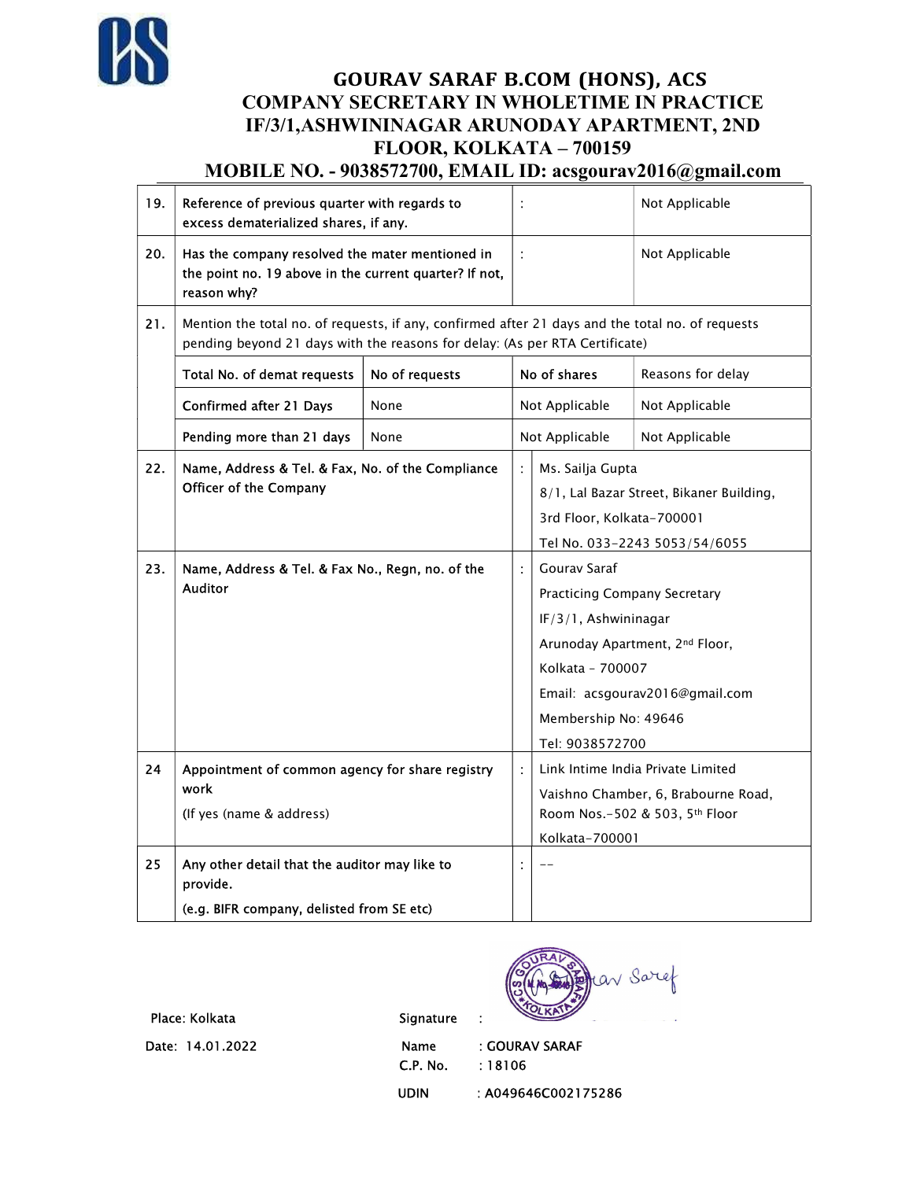# GOURAV SARAF B.COM (HONS), ACS
## COMPANY SECRETARY IN WHOLETIME IN PRACTICE
## IF/3/1,ASHWININAGAR ARUNODAY APARTMENT, 2ND FLOOR, KOLKATA – 700159
## MOBILE NO. - 9038572700, EMAIL ID: acsgourav2016@gmail.com

| | | | | |
|---|---|---|---|---|
| 19. | Reference of previous quarter with regards to excess dematerialized shares, if any. | | : | Not Applicable |
| 20. | Has the company resolved the mater mentioned in the point no. 19 above in the current quarter? If not, reason why? | | : | Not Applicable |
| 21. | Mention the total no. of requests, if any, confirmed after 21 days and the total no. of requests pending beyond 21 days with the reasons for delay: (As per RTA Certificate) | | | |
| | Total No. of demat requests | No of requests | No of shares | Reasons for delay |
| | Confirmed after 21 Days | None | Not Applicable | Not Applicable |
| | Pending more than 21 days | None | Not Applicable | Not Applicable |
| 22. | Name, Address & Tel. & Fax, No. of the Compliance Officer of the Company | | : | Ms. Sailja Gupta<br>8/1, Lal Bazar Street, Bikaner Building,<br>3rd Floor, Kolkata-700001<br>Tel No. 033-2243 5053/54/6055 |
| 23. | Name, Address & Tel. & Fax No., Regn, no. of the Auditor | | : | Gourav Saraf<br>Practicing Company Secretary<br>IF/3/1, Ashwininagar<br>Arunoday Apartment, 2nd Floor,<br>Kolkata - 700007<br>Email: acsgourav2016@gmail.com<br>Membership No: 49646<br>Tel: 9038572700 |
| 24 | Appointment of common agency for share registry work<br>(If yes (name & address) | | : | Link Intime India Private Limited<br>Vaishno Chamber, 6, Brabourne Road, Room Nos.-502 & 503, 5th Floor<br>Kolkata-700001 |
| 25 | Any other detail that the auditor may like to provide.<br>(e.g. BIFR company, delisted from SE etc) | | : | -- |

Place: Kolkata

Date: 14.01.2022

Signature :

Name : GOURAV SARAF

C.P. No. : 18106

UDIN : A049646C002175286